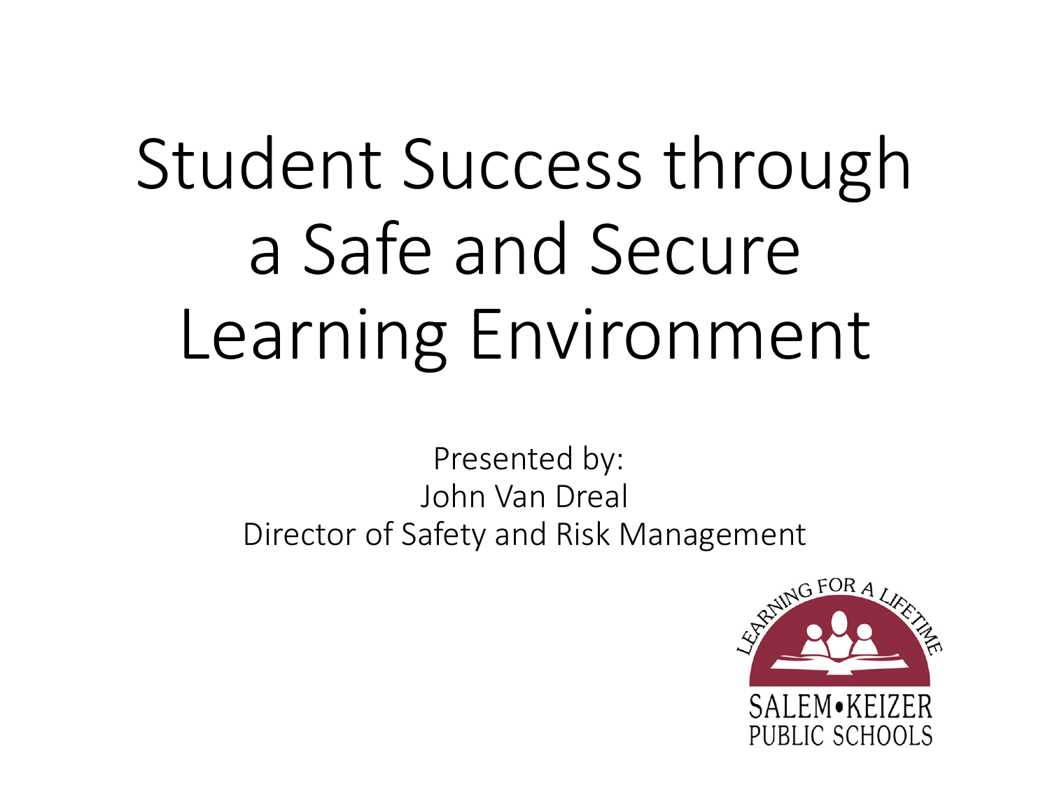# Student Success through a Safe and Secure Learning Environment

Presented by:
John Van Dreal
Director of Safety and Risk Management

LEARNING FOR A LIFETIME
SALEM•KEIZER PUBLIC SCHOOLS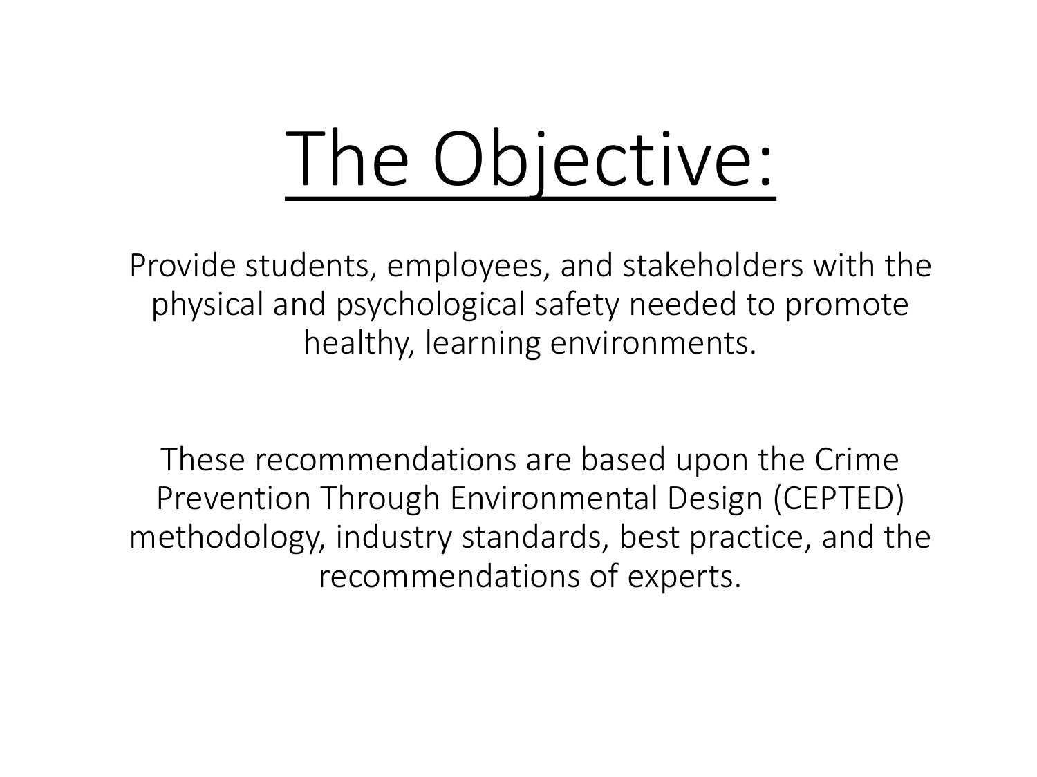# The Objective:

Provide students, employees, and stakeholders with the physical and psychological safety needed to promote healthy, learning environments.

These recommendations are based upon the Crime Prevention Through Environmental Design (CEPTED) methodology, industry standards, best practice, and the recommendations of experts.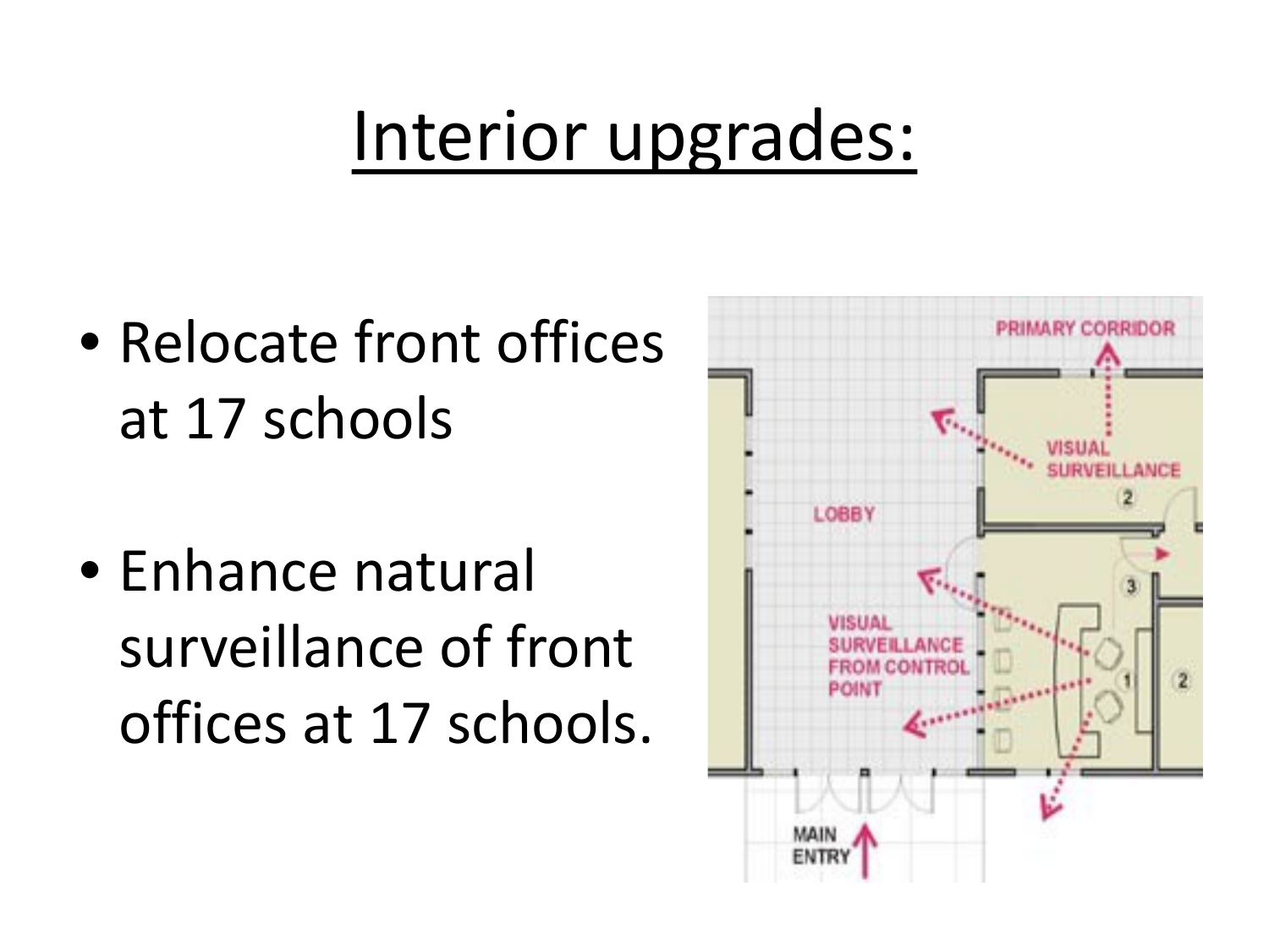# Interior upgrades:

- Relocate front offices at 17 schools
- Enhance natural surveillance of front offices at 17 schools.

PRIMARY CORRIDOR

VISUAL SURVEILLANCE

LOBBY

VISUAL SURVEILLANCE FROM CONTROL POINT

MAIN ENTRY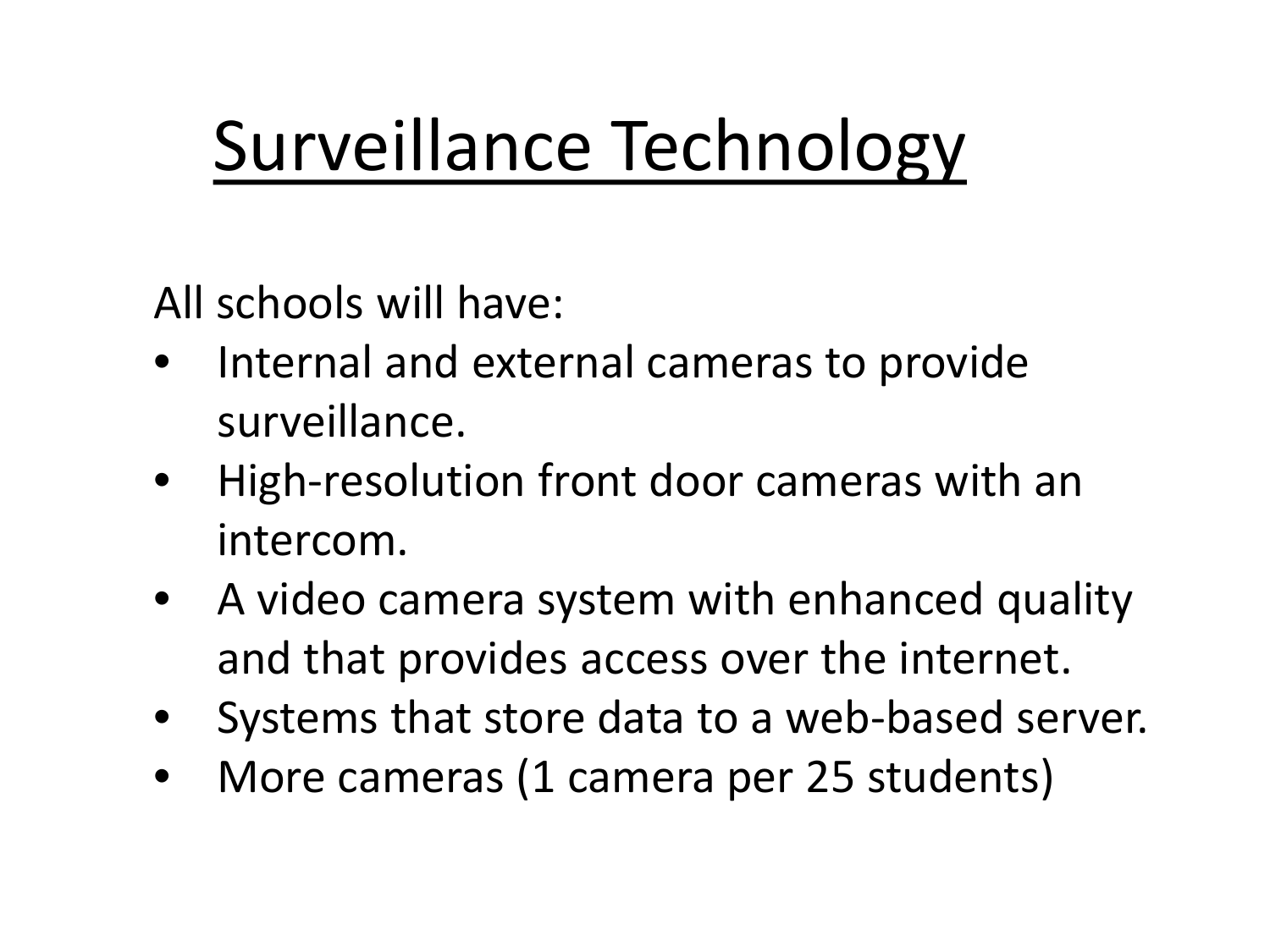# Surveillance Technology

All schools will have:

- Internal and external cameras to provide surveillance.
- High-resolution front door cameras with an intercom.
- A video camera system with enhanced quality and that provides access over the internet.
- Systems that store data to a web-based server.
- More cameras (1 camera per 25 students)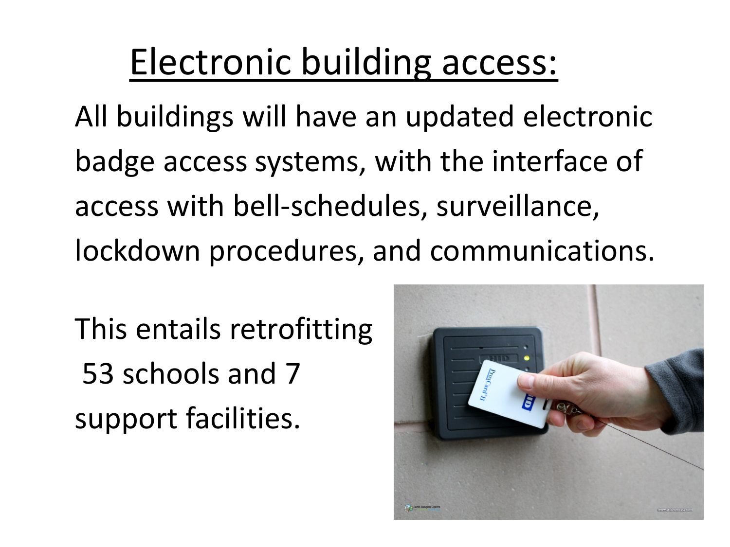# Electronic building access:

All buildings will have an updated electronic badge access systems, with the interface of access with bell-schedules, surveillance, lockdown procedures, and communications.

This entails retrofitting 53 schools and 7 support facilities.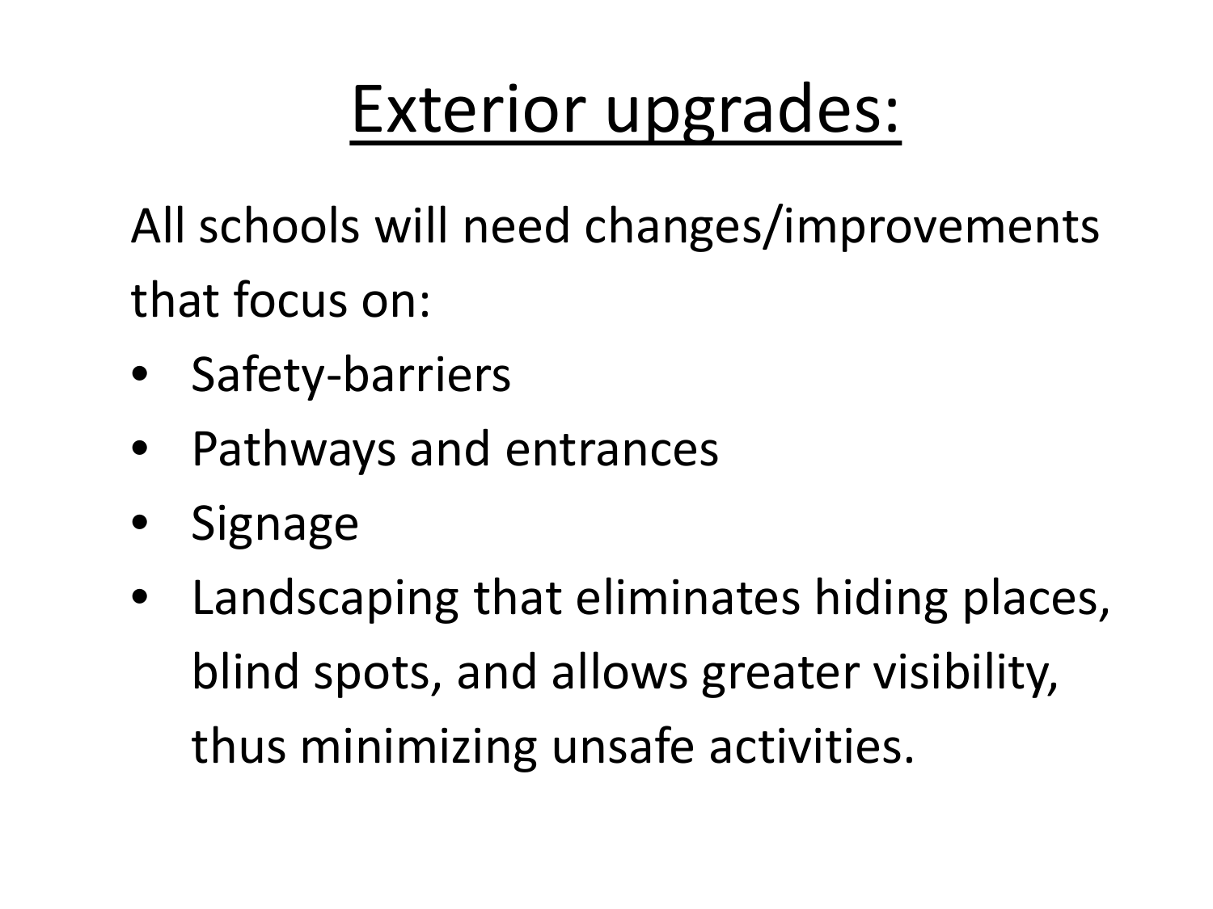# Exterior upgrades:

All schools will need changes/improvements that focus on:

- Safety-barriers
- Pathways and entrances
- Signage
- Landscaping that eliminates hiding places, blind spots, and allows greater visibility, thus minimizing unsafe activities.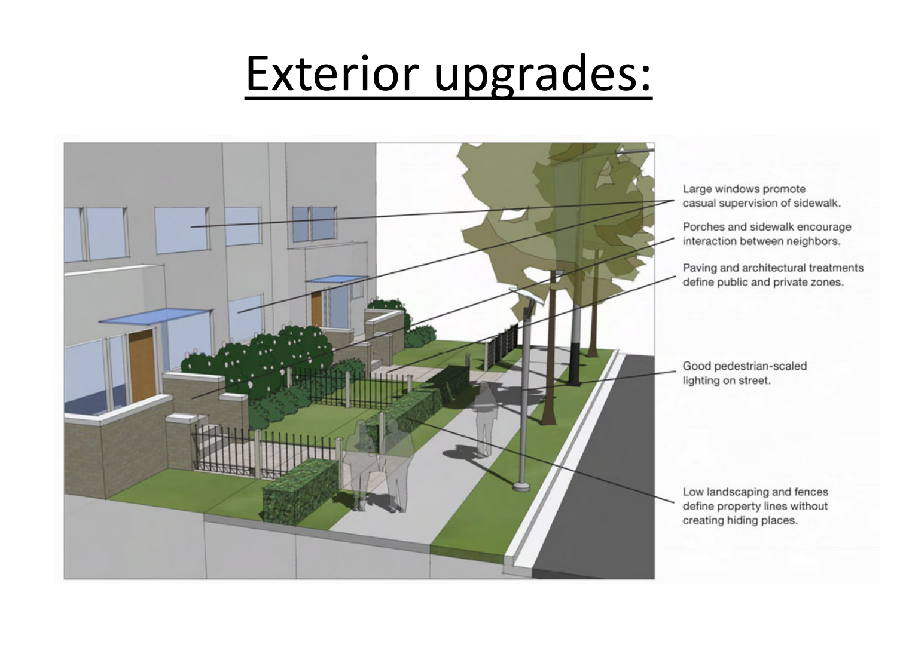# Exterior upgrades:

Large windows promote casual supervision of sidewalk.

Porches and sidewalk encourage interaction between neighbors.

Paving and architectural treatments define public and private zones.

Good pedestrian-scaled lighting on street.

Low landscaping and fences define property lines without creating hiding places.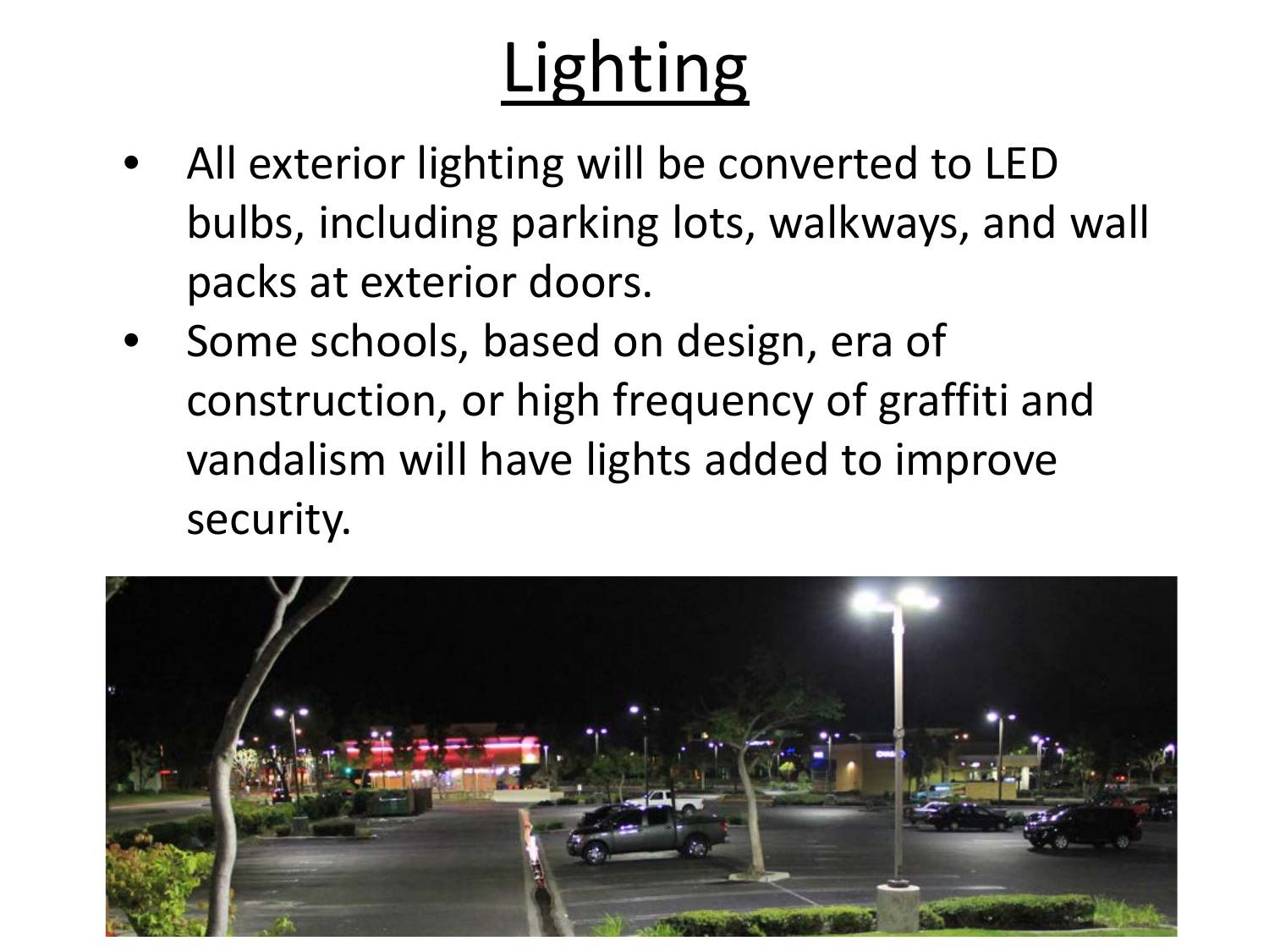# Lighting

- All exterior lighting will be converted to LED bulbs, including parking lots, walkways, and wall packs at exterior doors.
- Some schools, based on design, era of construction, or high frequency of graffiti and vandalism will have lights added to improve security.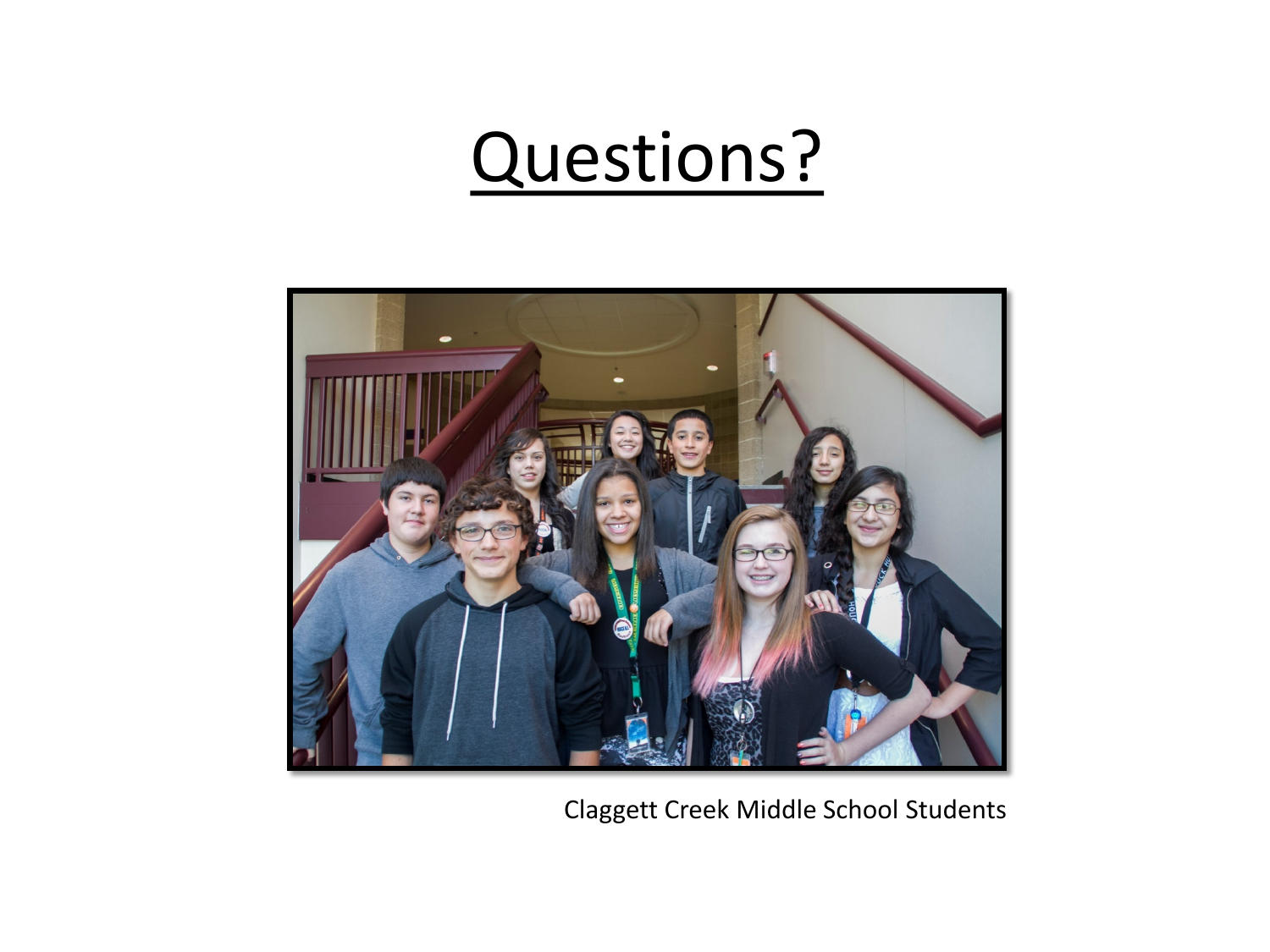# Questions?

Claggett Creek Middle School Students